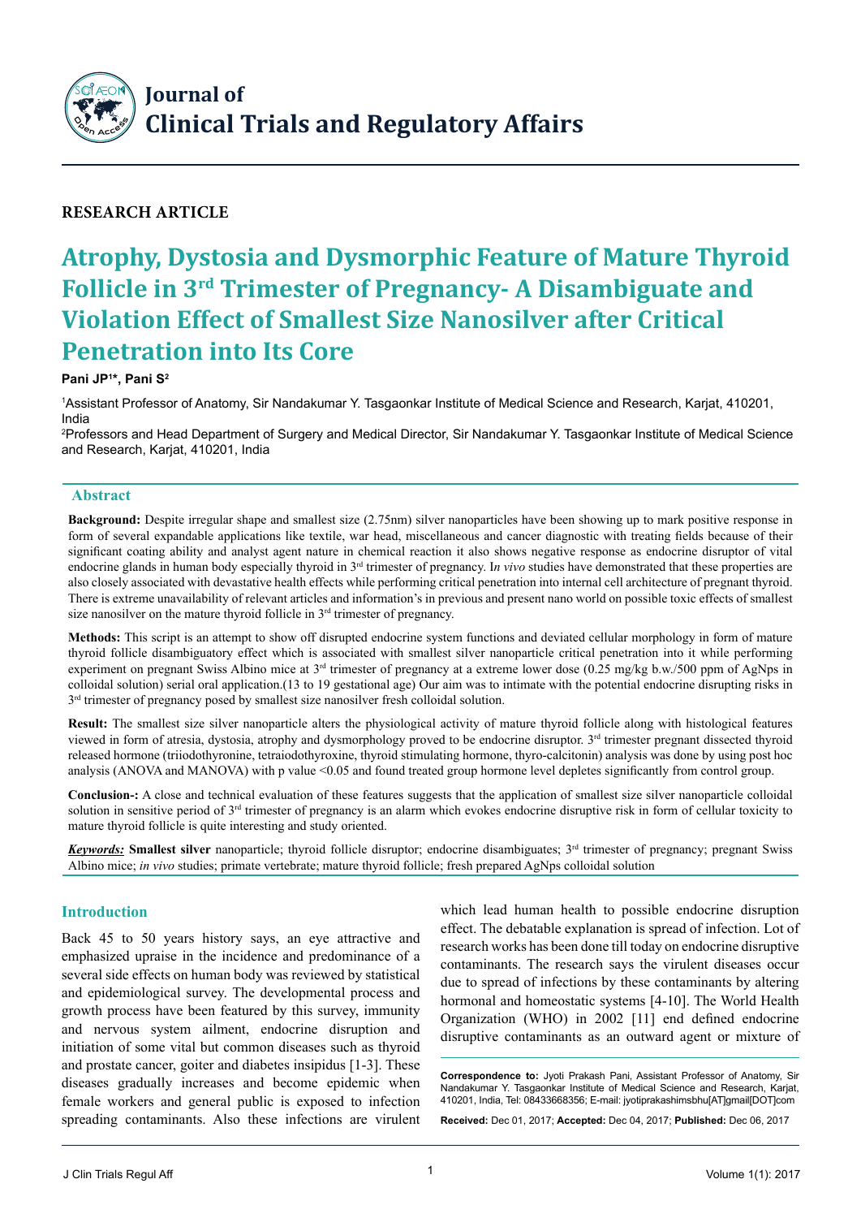# Journal of Clinical Trials and Regulatory Affairs

**RESEARCH ARTICLE**

# Atrophy, Dystosia and Dysmorphic Feature of Mature Thyroid Follicle in 3rd Trimester of Pregnancy- A Disambiguate and Violation Effect of Smallest Size Nanosilver after Critical Penetration into Its Core

**Pani JP[1]*, Pani S[2]**

[1]Assistant Professor of Anatomy, Sir Nandakumar Y. Tasgaonkar Institute of Medical Science and Research, Karjat, 410201, India

[2]Professors and Head Department of Surgery and Medical Director, Sir Nandakumar Y. Tasgaonkar Institute of Medical Science and Research, Karjat, 410201, India

## Abstract

**Background:** Despite irregular shape and smallest size (2.75nm) silver nanoparticles have been showing up to mark positive response in form of several expandable applications like textile, war head, miscellaneous and cancer diagnostic with treating fields because of their significant coating ability and analyst agent nature in chemical reaction it also shows negative response as endocrine disruptor of vital endocrine glands in human body especially thyroid in 3rd trimester of pregnancy. I*n vivo* studies have demonstrated that these properties are also closely associated with devastative health effects while performing critical penetration into internal cell architecture of pregnant thyroid. There is extreme unavailability of relevant articles and information's in previous and present nano world on possible toxic effects of smallest size nanosilver on the mature thyroid follicle in 3rd trimester of pregnancy.

**Methods:** This script is an attempt to show off disrupted endocrine system functions and deviated cellular morphology in form of mature thyroid follicle disambiguatory effect which is associated with smallest silver nanoparticle critical penetration into it while performing experiment on pregnant Swiss Albino mice at 3rd trimester of pregnancy at a extreme lower dose (0.25 mg/kg b.w./500 ppm of AgNps in colloidal solution) serial oral application.(13 to 19 gestational age) Our aim was to intimate with the potential endocrine disrupting risks in 3rd trimester of pregnancy posed by smallest size nanosilver fresh colloidal solution.

**Result:** The smallest size silver nanoparticle alters the physiological activity of mature thyroid follicle along with histological features viewed in form of atresia, dystosia, atrophy and dysmorphology proved to be endocrine disruptor. 3rd trimester pregnant dissected thyroid released hormone (triiodothyronine, tetraiodothyroxine, thyroid stimulating hormone, thyro-calcitonin) analysis was done by using post hoc analysis (ANOVA and MANOVA) with p value <0.05 and found treated group hormone level depletes significantly from control group.

**Conclusion-:** A close and technical evaluation of these features suggests that the application of smallest size silver nanoparticle colloidal solution in sensitive period of 3rd trimester of pregnancy is an alarm which evokes endocrine disruptive risk in form of cellular toxicity to mature thyroid follicle is quite interesting and study oriented.

***Keywords:*** **Smallest silver** nanoparticle; thyroid follicle disruptor; endocrine disambiguates; 3rd trimester of pregnancy; pregnant Swiss Albino mice; *in vivo* studies; primate vertebrate; mature thyroid follicle; fresh prepared AgNps colloidal solution

## Introduction

Back 45 to 50 years history says, an eye attractive and emphasized upraise in the incidence and predominance of a several side effects on human body was reviewed by statistical and epidemiological survey. The developmental process and growth process have been featured by this survey, immunity and nervous system ailment, endocrine disruption and initiation of some vital but common diseases such as thyroid and prostate cancer, goiter and diabetes insipidus [1-3]. These diseases gradually increases and become epidemic when female workers and general public is exposed to infection spreading contaminants. Also these infections are virulent which lead human health to possible endocrine disruption effect. The debatable explanation is spread of infection. Lot of research works has been done till today on endocrine disruptive contaminants. The research says the virulent diseases occur due to spread of infections by these contaminants by altering hormonal and homeostatic systems [4-10]. The World Health Organization (WHO) in 2002 [11] end defined endocrine disruptive contaminants as an outward agent or mixture of

**Correspondence to:** Jyoti Prakash Pani, Assistant Professor of Anatomy, Sir Nandakumar Y. Tasgaonkar Institute of Medical Science and Research, Karjat, 410201, India, Tel: 08433668356; E-mail: jyotiprakashimsbhu[AT]gmail[DOT]com

**Received:** Dec 01, 2017; **Accepted:** Dec 04, 2017; **Published:** Dec 06, 2017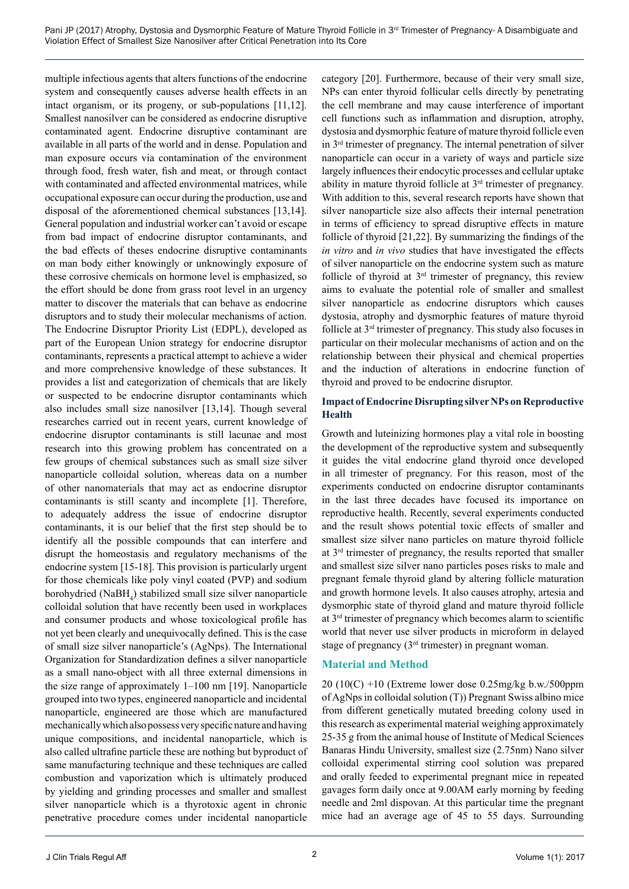multiple infectious agents that alters functions of the endocrine system and consequently causes adverse health effects in an intact organism, or its progeny, or sub-populations [11,12]. Smallest nanosilver can be considered as endocrine disruptive contaminated agent. Endocrine disruptive contaminant are available in all parts of the world and in dense. Population and man exposure occurs via contamination of the environment through food, fresh water, fish and meat, or through contact with contaminated and affected environmental matrices, while occupational exposure can occur during the production, use and disposal of the aforementioned chemical substances [13,14]. General population and industrial worker can't avoid or escape from bad impact of endocrine disruptor contaminants, and the bad effects of theses endocrine disruptive contaminants on man body either knowingly or unknowingly exposure of these corrosive chemicals on hormone level is emphasized, so the effort should be done from grass root level in an urgency matter to discover the materials that can behave as endocrine disruptors and to study their molecular mechanisms of action. The Endocrine Disruptor Priority List (EDPL), developed as part of the European Union strategy for endocrine disruptor contaminants, represents a practical attempt to achieve a wider and more comprehensive knowledge of these substances. It provides a list and categorization of chemicals that are likely or suspected to be endocrine disruptor contaminants which also includes small size nanosilver [13,14]. Though several researches carried out in recent years, current knowledge of endocrine disruptor contaminants is still lacunae and most research into this growing problem has concentrated on a few groups of chemical substances such as small size silver nanoparticle colloidal solution, whereas data on a number of other nanomaterials that may act as endocrine disruptor contaminants is still scanty and incomplete [1]. Therefore, to adequately address the issue of endocrine disruptor contaminants, it is our belief that the first step should be to identify all the possible compounds that can interfere and disrupt the homeostasis and regulatory mechanisms of the endocrine system [15-18]. This provision is particularly urgent for those chemicals like poly vinyl coated (PVP) and sodium borohydried ($NaBH_4$) stabilized small size silver nanoparticle colloidal solution that have recently been used in workplaces and consumer products and whose toxicological profile has not yet been clearly and unequivocally defined. This is the case of small size silver nanoparticle's (AgNps). The International Organization for Standardization defines a silver nanoparticle as a small nano-object with all three external dimensions in the size range of approximately 1–100 nm [19]. Nanoparticle grouped into two types, engineered nanoparticle and incidental nanoparticle, engineered are those which are manufactured mechanically which also possess very specific nature and having unique compositions, and incidental nanoparticle, which is also called ultrafine particle these are nothing but byproduct of same manufacturing technique and these techniques are called combustion and vaporization which is ultimately produced by yielding and grinding processes and smaller and smallest silver nanoparticle which is a thyrotoxic agent in chronic penetrative procedure comes under incidental nanoparticle category [20]. Furthermore, because of their very small size, NPs can enter thyroid follicular cells directly by penetrating the cell membrane and may cause interference of important cell functions such as inflammation and disruption, atrophy, dystosia and dysmorphic feature of mature thyroid follicle even in 3rd trimester of pregnancy. The internal penetration of silver nanoparticle can occur in a variety of ways and particle size largely influences their endocytic processes and cellular uptake ability in mature thyroid follicle at 3rd trimester of pregnancy. With addition to this, several research reports have shown that silver nanoparticle size also affects their internal penetration in terms of efficiency to spread disruptive effects in mature follicle of thyroid [21,22]. By summarizing the findings of the *in vitro* and *in vivo* studies that have investigated the effects of silver nanoparticle on the endocrine system such as mature follicle of thyroid at 3rd trimester of pregnancy, this review aims to evaluate the potential role of smaller and smallest silver nanoparticle as endocrine disruptors which causes dystosia, atrophy and dysmorphic features of mature thyroid follicle at 3rd trimester of pregnancy. This study also focuses in particular on their molecular mechanisms of action and on the relationship between their physical and chemical properties and the induction of alterations in endocrine function of thyroid and proved to be endocrine disruptor.

### Impact of Endocrine Disrupting silver NPs on Reproductive Health

Growth and luteinizing hormones play a vital role in boosting the development of the reproductive system and subsequently it guides the vital endocrine gland thyroid once developed in all trimester of pregnancy. For this reason, most of the experiments conducted on endocrine disruptor contaminants in the last three decades have focused its importance on reproductive health. Recently, several experiments conducted and the result shows potential toxic effects of smaller and smallest size silver nano particles on mature thyroid follicle at 3rd trimester of pregnancy, the results reported that smaller and smallest size silver nano particles poses risks to male and pregnant female thyroid gland by altering follicle maturation and growth hormone levels. It also causes atrophy, artesia and dysmorphic state of thyroid gland and mature thyroid follicle at 3rd trimester of pregnancy which becomes alarm to scientific world that never use silver products in microform in delayed stage of pregnancy (3rd trimester) in pregnant woman.

## Material and Method

20 (10(C) +10 (Extreme lower dose 0.25mg/kg b.w./500ppm of AgNps in colloidal solution (T)) Pregnant Swiss albino mice from different genetically mutated breeding colony used in this research as experimental material weighing approximately 25-35 g from the animal house of Institute of Medical Sciences Banaras Hindu University, smallest size (2.75nm) Nano silver colloidal experimental stirring cool solution was prepared and orally feeded to experimental pregnant mice in repeated gavages form daily once at 9.00AM early morning by feeding needle and 2ml dispovan. At this particular time the pregnant mice had an average age of 45 to 55 days. Surrounding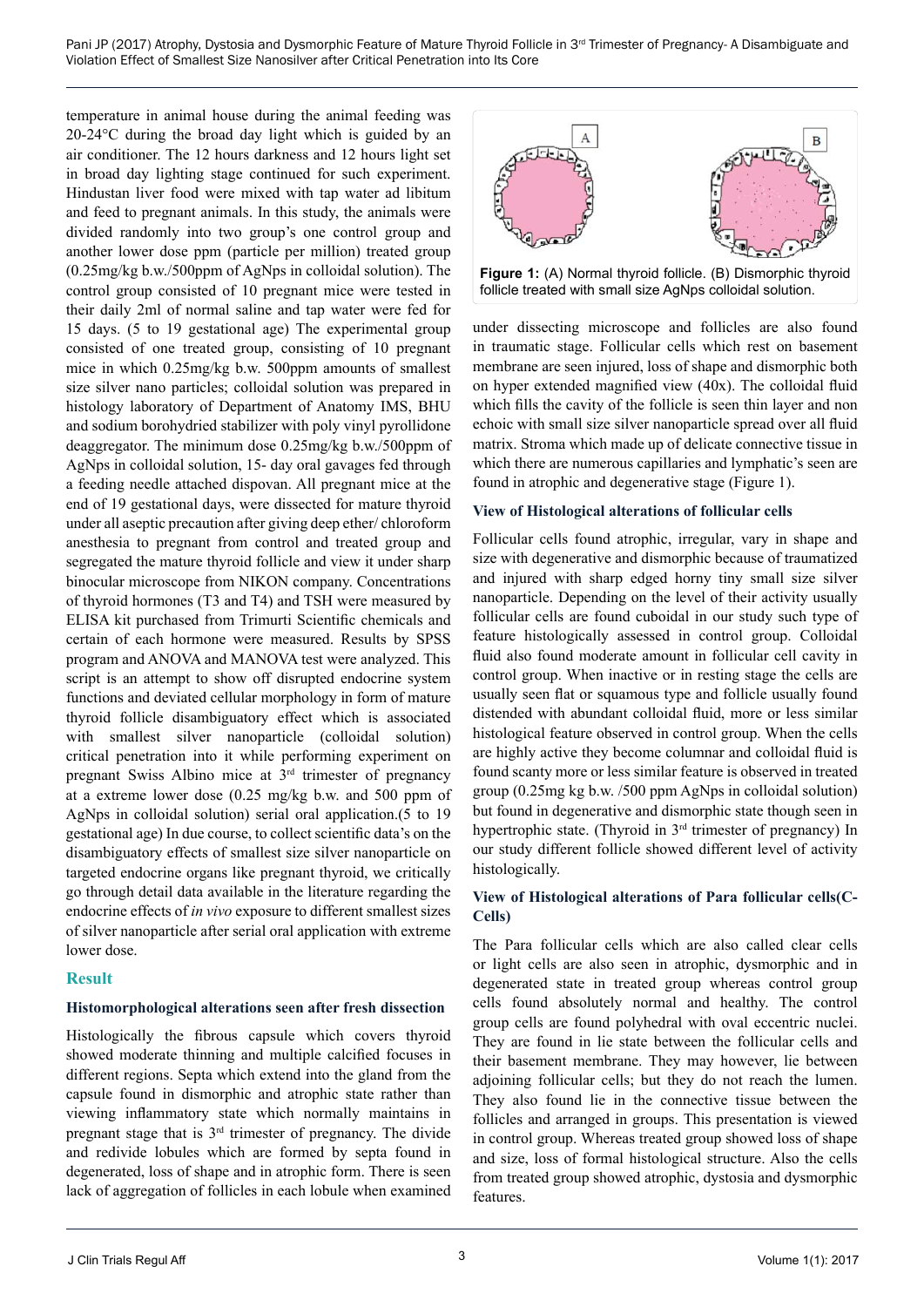temperature in animal house during the animal feeding was 20-24°C during the broad day light which is guided by an air conditioner. The 12 hours darkness and 12 hours light set in broad day lighting stage continued for such experiment. Hindustan liver food were mixed with tap water ad libitum and feed to pregnant animals. In this study, the animals were divided randomly into two group's one control group and another lower dose ppm (particle per million) treated group (0.25mg/kg b.w./500ppm of AgNps in colloidal solution). The control group consisted of 10 pregnant mice were tested in their daily 2ml of normal saline and tap water were fed for 15 days. (5 to 19 gestational age) The experimental group consisted of one treated group, consisting of 10 pregnant mice in which 0.25mg/kg b.w. 500ppm amounts of smallest size silver nano particles; colloidal solution was prepared in histology laboratory of Department of Anatomy IMS, BHU and sodium borohydried stabilizer with poly vinyl pyrollidone deaggregator. The minimum dose 0.25mg/kg b.w./500ppm of AgNps in colloidal solution, 15- day oral gavages fed through a feeding needle attached dispovan. All pregnant mice at the end of 19 gestational days, were dissected for mature thyroid under all aseptic precaution after giving deep ether/ chloroform anesthesia to pregnant from control and treated group and segregated the mature thyroid follicle and view it under sharp binocular microscope from NIKON company. Concentrations of thyroid hormones (T3 and T4) and TSH were measured by ELISA kit purchased from Trimurti Scientific chemicals and certain of each hormone were measured. Results by SPSS program and ANOVA and MANOVA test were analyzed. This script is an attempt to show off disrupted endocrine system functions and deviated cellular morphology in form of mature thyroid follicle disambiguatory effect which is associated with smallest silver nanoparticle (colloidal solution) critical penetration into it while performing experiment on pregnant Swiss Albino mice at 3rd trimester of pregnancy at a extreme lower dose (0.25 mg/kg b.w. and 500 ppm of AgNps in colloidal solution) serial oral application.(5 to 19 gestational age) In due course, to collect scientific data's on the disambiguatory effects of smallest size silver nanoparticle on targeted endocrine organs like pregnant thyroid, we critically go through detail data available in the literature regarding the endocrine effects of *in vivo* exposure to different smallest sizes of silver nanoparticle after serial oral application with extreme lower dose.

## Result

### Histomorphological alterations seen after fresh dissection

Histologically the fibrous capsule which covers thyroid showed moderate thinning and multiple calcified focuses in different regions. Septa which extend into the gland from the capsule found in dismorphic and atrophic state rather than viewing inflammatory state which normally maintains in pregnant stage that is 3rd trimester of pregnancy. The divide and redivide lobules which are formed by septa found in degenerated, loss of shape and in atrophic form. There is seen lack of aggregation of follicles in each lobule when examined under dissecting microscope and follicles are also found in traumatic stage. Follicular cells which rest on basement membrane are seen injured, loss of shape and dismorphic both on hyper extended magnified view (40x). The colloidal fluid which fills the cavity of the follicle is seen thin layer and non echoic with small size silver nanoparticle spread over all fluid matrix. Stroma which made up of delicate connective tissue in which there are numerous capillaries and lymphatic's seen are found in atrophic and degenerative stage (Figure 1).

**Figure 1:** (A) Normal thyroid follicle. (B) Dismorphic thyroid follicle treated with small size AgNps colloidal solution.

### View of Histological alterations of follicular cells

Follicular cells found atrophic, irregular, vary in shape and size with degenerative and dismorphic because of traumatized and injured with sharp edged horny tiny small size silver nanoparticle. Depending on the level of their activity usually follicular cells are found cuboidal in our study such type of feature histologically assessed in control group. Colloidal fluid also found moderate amount in follicular cell cavity in control group. When inactive or in resting stage the cells are usually seen flat or squamous type and follicle usually found distended with abundant colloidal fluid, more or less similar histological feature observed in control group. When the cells are highly active they become columnar and colloidal fluid is found scanty more or less similar feature is observed in treated group (0.25mg kg b.w. /500 ppm AgNps in colloidal solution) but found in degenerative and dismorphic state though seen in hypertrophic state. (Thyroid in 3rd trimester of pregnancy) In our study different follicle showed different level of activity histologically.

### View of Histological alterations of Para follicular cells(C-Cells)

The Para follicular cells which are also called clear cells or light cells are also seen in atrophic, dysmorphic and in degenerated state in treated group whereas control group cells found absolutely normal and healthy. The control group cells are found polyhedral with oval eccentric nuclei. They are found in lie state between the follicular cells and their basement membrane. They may however, lie between adjoining follicular cells; but they do not reach the lumen. They also found lie in the connective tissue between the follicles and arranged in groups. This presentation is viewed in control group. Whereas treated group showed loss of shape and size, loss of formal histological structure. Also the cells from treated group showed atrophic, dystosia and dysmorphic features.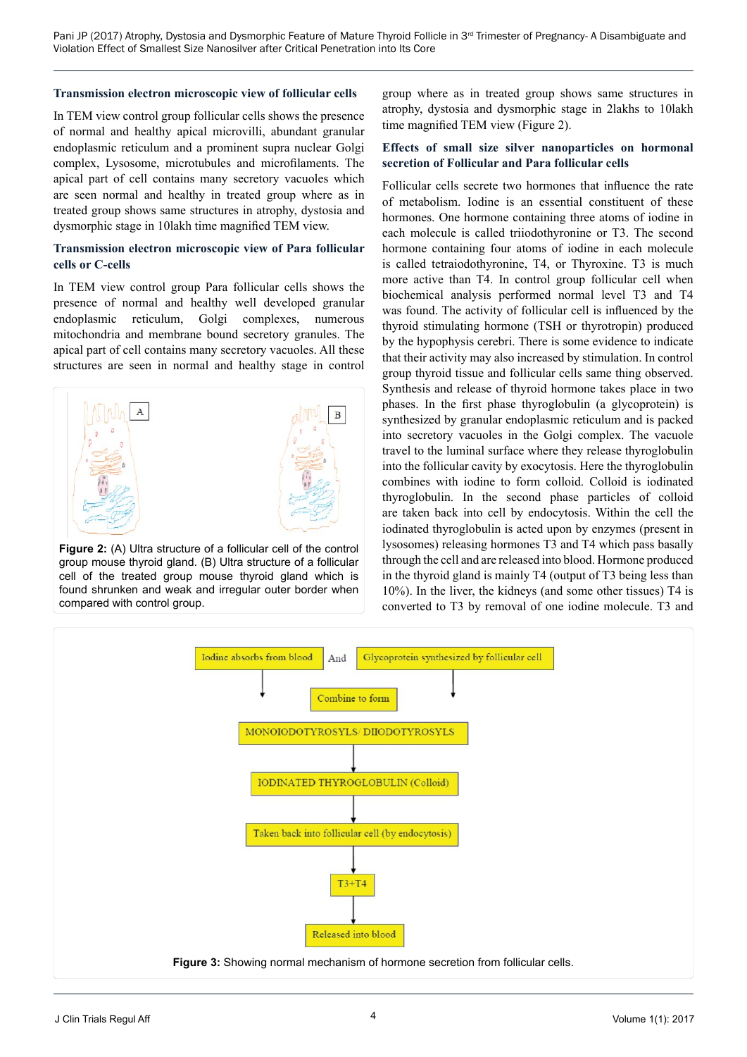### Transmission electron microscopic view of follicular cells

In TEM view control group follicular cells shows the presence of normal and healthy apical microvilli, abundant granular endoplasmic reticulum and a prominent supra nuclear Golgi complex, Lysosome, microtubules and microfilaments. The apical part of cell contains many secretory vacuoles which are seen normal and healthy in treated group where as in treated group shows same structures in atrophy, dystosia and dysmorphic stage in 10lakh time magnified TEM view.

### Transmission electron microscopic view of Para follicular cells or C-cells

In TEM view control group Para follicular cells shows the presence of normal and healthy well developed granular endoplasmic reticulum, Golgi complexes, numerous mitochondria and membrane bound secretory granules. The apical part of cell contains many secretory vacuoles. All these structures are seen in normal and healthy stage in control group where as in treated group shows same structures in atrophy, dystosia and dysmorphic stage in 2lakhs to 10lakh time magnified TEM view (Figure 2).

**Figure 2:** (A) Ultra structure of a follicular cell of the control group mouse thyroid gland. (B) Ultra structure of a follicular cell of the treated group mouse thyroid gland which is found shrunken and weak and irregular outer border when compared with control group.

### Effects of small size silver nanoparticles on hormonal secretion of Follicular and Para follicular cells

Follicular cells secrete two hormones that influence the rate of metabolism. Iodine is an essential constituent of these hormones. One hormone containing three atoms of iodine in each molecule is called triiodothyronine or T3. The second hormone containing four atoms of iodine in each molecule is called tetraiodothyronine, T4, or Thyroxine. T3 is much more active than T4. In control group follicular cell when biochemical analysis performed normal level T3 and T4 was found. The activity of follicular cell is influenced by the thyroid stimulating hormone (TSH or thyrotropin) produced by the hypophysis cerebri. There is some evidence to indicate that their activity may also increased by stimulation. In control group thyroid tissue and follicular cells same thing observed. Synthesis and release of thyroid hormone takes place in two phases. In the first phase thyroglobulin (a glycoprotein) is synthesized by granular endoplasmic reticulum and is packed into secretory vacuoles in the Golgi complex. The vacuole travel to the luminal surface where they release thyroglobulin into the follicular cavity by exocytosis. Here the thyroglobulin combines with iodine to form colloid. Colloid is iodinated thyroglobulin. In the second phase particles of colloid are taken back into cell by endocytosis. Within the cell the iodinated thyroglobulin is acted upon by enzymes (present in lysosomes) releasing hormones T3 and T4 which pass basally through the cell and are released into blood. Hormone produced in the thyroid gland is mainly T4 (output of T3 being less than 10%). In the liver, the kidneys (and some other tissues) T4 is converted to T3 by removal of one iodine molecule. T3 and

Iodine absorbs from blood | And | Glycoprotein synthesized by follicular cell

Combine to form

MONOIODOTYROSYLS/ DIIODOTYROSYLS

IODINATED THYROGLOBULIN (Colloid)

Taken back into follicular cell (by endocytosis)

T3+T4

Released into blood

**Figure 3:** Showing normal mechanism of hormone secretion from follicular cells.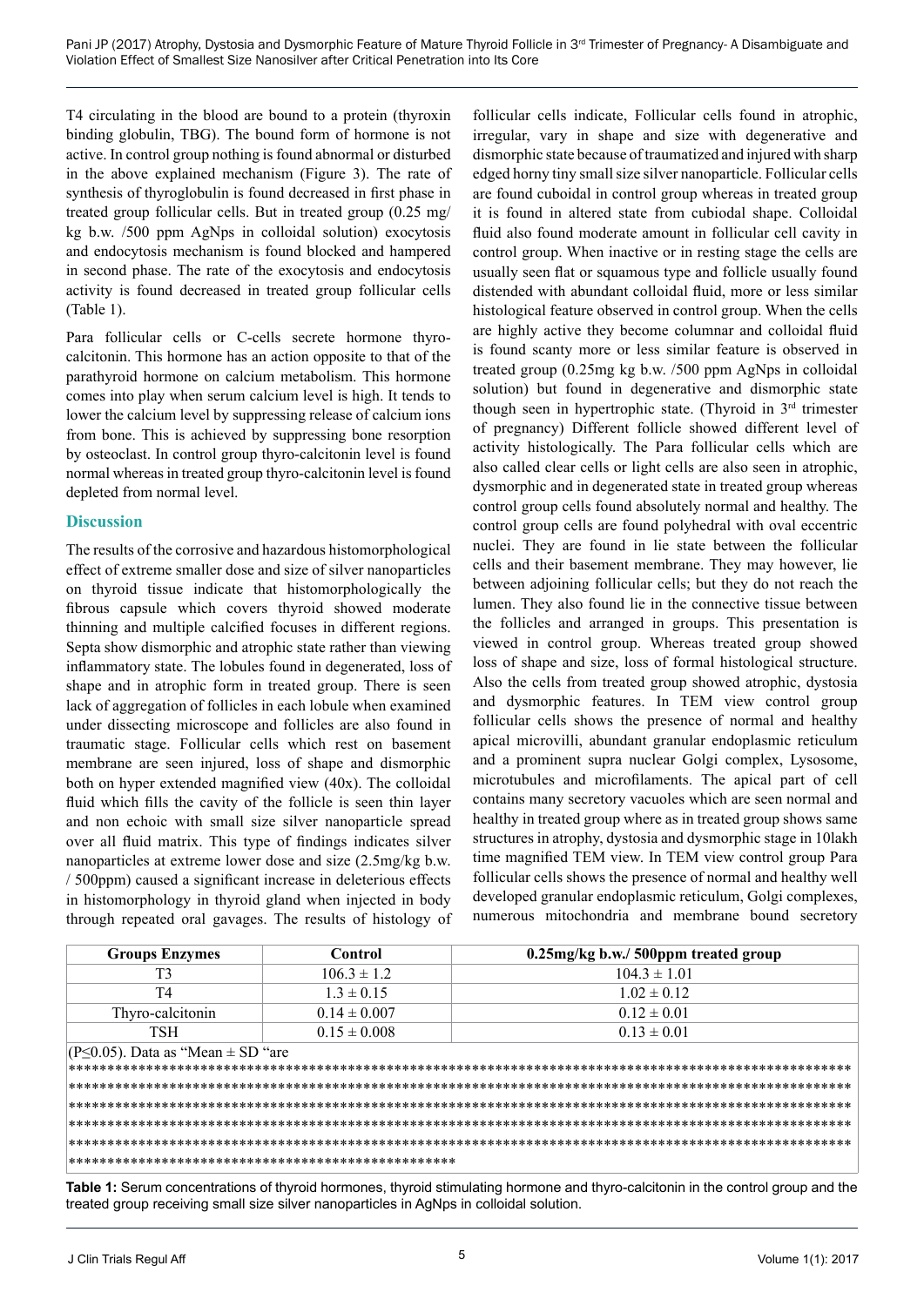T4 circulating in the blood are bound to a protein (thyroxin binding globulin, TBG). The bound form of hormone is not active. In control group nothing is found abnormal or disturbed in the above explained mechanism (Figure 3). The rate of synthesis of thyroglobulin is found decreased in first phase in treated group follicular cells. But in treated group (0.25 mg/kg b.w. /500 ppm AgNps in colloidal solution) exocytosis and endocytosis mechanism is found blocked and hampered in second phase. The rate of the exocytosis and endocytosis activity is found decreased in treated group follicular cells (Table 1).

Para follicular cells or C-cells secrete hormone thyro-calcitonin. This hormone has an action opposite to that of the parathyroid hormone on calcium metabolism. This hormone comes into play when serum calcium level is high. It tends to lower the calcium level by suppressing release of calcium ions from bone. This is achieved by suppressing bone resorption by osteoclast. In control group thyro-calcitonin level is found normal whereas in treated group thyro-calcitonin level is found depleted from normal level.

## Discussion

The results of the corrosive and hazardous histomorphological effect of extreme smaller dose and size of silver nanoparticles on thyroid tissue indicate that histomorphologically the fibrous capsule which covers thyroid showed moderate thinning and multiple calcified focuses in different regions. Septa show dismorphic and atrophic state rather than viewing inflammatory state. The lobules found in degenerated, loss of shape and in atrophic form in treated group. There is seen lack of aggregation of follicles in each lobule when examined under dissecting microscope and follicles are also found in traumatic stage. Follicular cells which rest on basement membrane are seen injured, loss of shape and dismorphic both on hyper extended magnified view (40x). The colloidal fluid which fills the cavity of the follicle is seen thin layer and non echoic with small size silver nanoparticle spread over all fluid matrix. This type of findings indicates silver nanoparticles at extreme lower dose and size (2.5mg/kg b.w. / 500ppm) caused a significant increase in deleterious effects in histomorphology in thyroid gland when injected in body through repeated oral gavages. The results of histology of follicular cells indicate, Follicular cells found in atrophic, irregular, vary in shape and size with degenerative and dismorphic state because of traumatized and injured with sharp edged horny tiny small size silver nanoparticle. Follicular cells are found cuboidal in control group whereas in treated group it is found in altered state from cubiodal shape. Colloidal fluid also found moderate amount in follicular cell cavity in control group. When inactive or in resting stage the cells are usually seen flat or squamous type and follicle usually found distended with abundant colloidal fluid, more or less similar histological feature observed in control group. When the cells are highly active they become columnar and colloidal fluid is found scanty more or less similar feature is observed in treated group (0.25mg kg b.w. /500 ppm AgNps in colloidal solution) but found in degenerative and dismorphic state though seen in hypertrophic state. (Thyroid in 3rd trimester of pregnancy) Different follicle showed different level of activity histologically. The Para follicular cells which are also called clear cells or light cells are also seen in atrophic, dysmorphic and in degenerated state in treated group whereas control group cells found absolutely normal and healthy. The control group cells are found polyhedral with oval eccentric nuclei. They are found in lie state between the follicular cells and their basement membrane. They may however, lie between adjoining follicular cells; but they do not reach the lumen. They also found lie in the connective tissue between the follicles and arranged in groups. This presentation is viewed in control group. Whereas treated group showed loss of shape and size, loss of formal histological structure. Also the cells from treated group showed atrophic, dystosia and dysmorphic features. In TEM view control group follicular cells shows the presence of normal and healthy apical microvilli, abundant granular endoplasmic reticulum and a prominent supra nuclear Golgi complex, Lysosome, microtubules and microfilaments. The apical part of cell contains many secretory vacuoles which are seen normal and healthy in treated group where as in treated group shows same structures in atrophy, dystosia and dysmorphic stage in 10lakh time magnified TEM view. In TEM view control group Para follicular cells shows the presence of normal and healthy well developed granular endoplasmic reticulum, Golgi complexes, numerous mitochondria and membrane bound secretory

| Groups Enzymes | Control | 0.25mg/kg b.w./ 500ppm treated group |
|---|---|---|
| T3 | 106.3 ± 1.2 | 104.3 ± 1.01 |
| T4 | 1.3 ± 0.15 | 1.02 ± 0.12 |
| Thyro-calcitonin | 0.14 ± 0.007 | 0.12 ± 0.01 |
| TSH | 0.15 ± 0.008 | 0.13 ± 0.01 |

(P≤0.05). Data as "Mean ± SD "are

**Table 1:** Serum concentrations of thyroid hormones, thyroid stimulating hormone and thyro-calcitonin in the control group and the treated group receiving small size silver nanoparticles in AgNps in colloidal solution.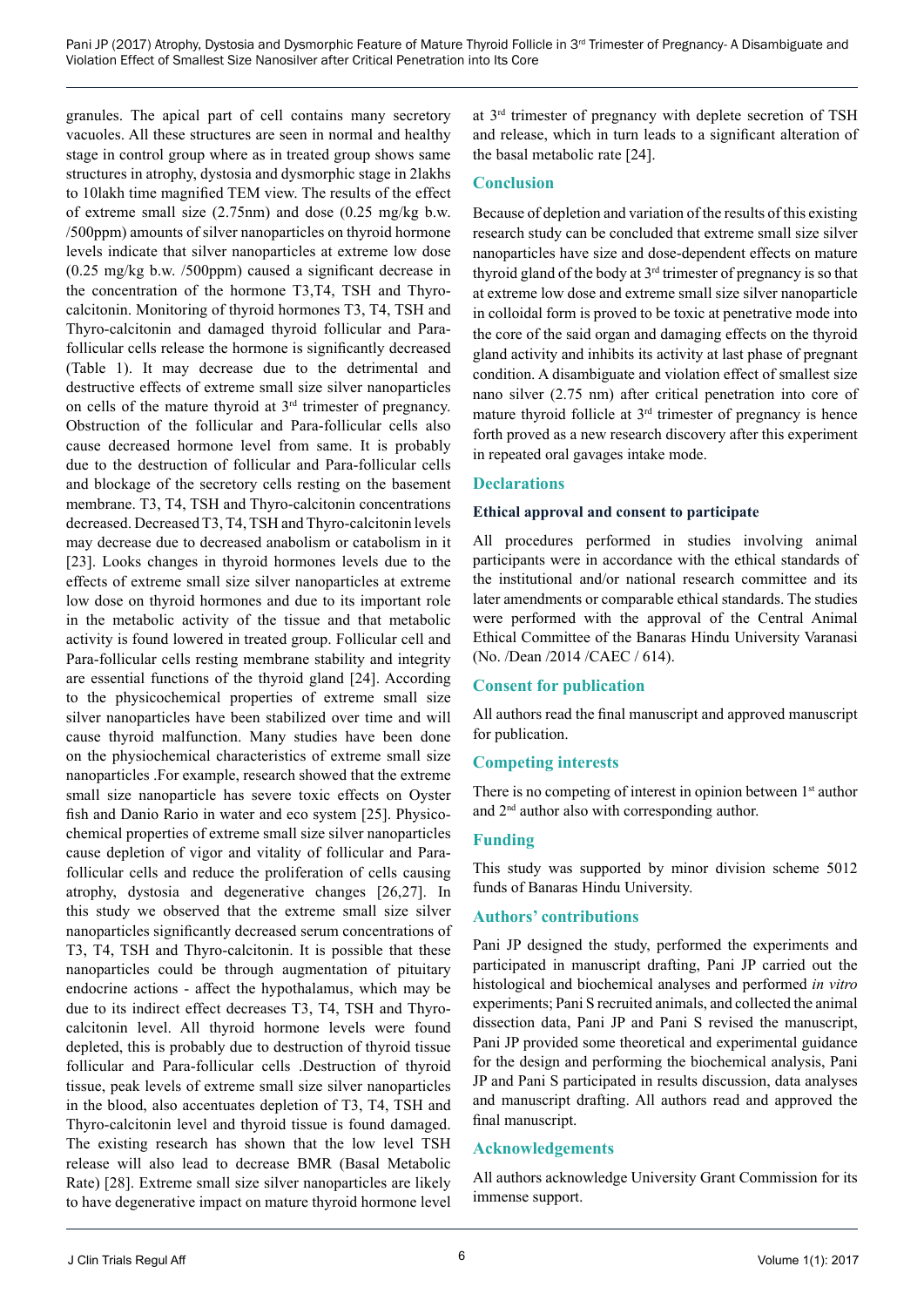granules. The apical part of cell contains many secretory vacuoles. All these structures are seen in normal and healthy stage in control group where as in treated group shows same structures in atrophy, dystosia and dysmorphic stage in 2lakhs to 10lakh time magnified TEM view. The results of the effect of extreme small size (2.75nm) and dose (0.25 mg/kg b.w. /500ppm) amounts of silver nanoparticles on thyroid hormone levels indicate that silver nanoparticles at extreme low dose (0.25 mg/kg b.w. /500ppm) caused a significant decrease in the concentration of the hormone T3,T4, TSH and Thyro-calcitonin. Monitoring of thyroid hormones T3, T4, TSH and Thyro-calcitonin and damaged thyroid follicular and Para-follicular cells release the hormone is significantly decreased (Table 1). It may decrease due to the detrimental and destructive effects of extreme small size silver nanoparticles on cells of the mature thyroid at 3rd trimester of pregnancy. Obstruction of the follicular and Para-follicular cells also cause decreased hormone level from same. It is probably due to the destruction of follicular and Para-follicular cells and blockage of the secretory cells resting on the basement membrane. T3, T4, TSH and Thyro-calcitonin concentrations decreased. Decreased T3, T4, TSH and Thyro-calcitonin levels may decrease due to decreased anabolism or catabolism in it [23]. Looks changes in thyroid hormones levels due to the effects of extreme small size silver nanoparticles at extreme low dose on thyroid hormones and due to its important role in the metabolic activity of the tissue and that metabolic activity is found lowered in treated group. Follicular cell and Para-follicular cells resting membrane stability and integrity are essential functions of the thyroid gland [24]. According to the physicochemical properties of extreme small size silver nanoparticles have been stabilized over time and will cause thyroid malfunction. Many studies have been done on the physiochemical characteristics of extreme small size nanoparticles .For example, research showed that the extreme small size nanoparticle has severe toxic effects on Oyster fish and Danio Rario in water and eco system [25]. Physico-chemical properties of extreme small size silver nanoparticles cause depletion of vigor and vitality of follicular and Para-follicular cells and reduce the proliferation of cells causing atrophy, dystosia and degenerative changes [26,27]. In this study we observed that the extreme small size silver nanoparticles significantly decreased serum concentrations of T3, T4, TSH and Thyro-calcitonin. It is possible that these nanoparticles could be through augmentation of pituitary endocrine actions - affect the hypothalamus, which may be due to its indirect effect decreases T3, T4, TSH and Thyro-calcitonin level. All thyroid hormone levels were found depleted, this is probably due to destruction of thyroid tissue follicular and Para-follicular cells .Destruction of thyroid tissue, peak levels of extreme small size silver nanoparticles in the blood, also accentuates depletion of T3, T4, TSH and Thyro-calcitonin level and thyroid tissue is found damaged. The existing research has shown that the low level TSH release will also lead to decrease BMR (Basal Metabolic Rate) [28]. Extreme small size silver nanoparticles are likely to have degenerative impact on mature thyroid hormone level at 3rd trimester of pregnancy with deplete secretion of TSH and release, which in turn leads to a significant alteration of the basal metabolic rate [24].

## Conclusion

Because of depletion and variation of the results of this existing research study can be concluded that extreme small size silver nanoparticles have size and dose-dependent effects on mature thyroid gland of the body at 3rd trimester of pregnancy is so that at extreme low dose and extreme small size silver nanoparticle in colloidal form is proved to be toxic at penetrative mode into the core of the said organ and damaging effects on the thyroid gland activity and inhibits its activity at last phase of pregnant condition. A disambiguate and violation effect of smallest size nano silver (2.75 nm) after critical penetration into core of mature thyroid follicle at 3rd trimester of pregnancy is hence forth proved as a new research discovery after this experiment in repeated oral gavages intake mode.

## Declarations

### Ethical approval and consent to participate

All procedures performed in studies involving animal participants were in accordance with the ethical standards of the institutional and/or national research committee and its later amendments or comparable ethical standards. The studies were performed with the approval of the Central Animal Ethical Committee of the Banaras Hindu University Varanasi (No. /Dean /2014 /CAEC / 614).

## Consent for publication

All authors read the final manuscript and approved manuscript for publication.

## Competing interests

There is no competing of interest in opinion between 1st author and 2nd author also with corresponding author.

## Funding

This study was supported by minor division scheme 5012 funds of Banaras Hindu University.

## Authors' contributions

Pani JP designed the study, performed the experiments and participated in manuscript drafting, Pani JP carried out the histological and biochemical analyses and performed *in vitro* experiments; Pani S recruited animals, and collected the animal dissection data, Pani JP and Pani S revised the manuscript, Pani JP provided some theoretical and experimental guidance for the design and performing the biochemical analysis, Pani JP and Pani S participated in results discussion, data analyses and manuscript drafting. All authors read and approved the final manuscript.

## Acknowledgements

All authors acknowledge University Grant Commission for its immense support.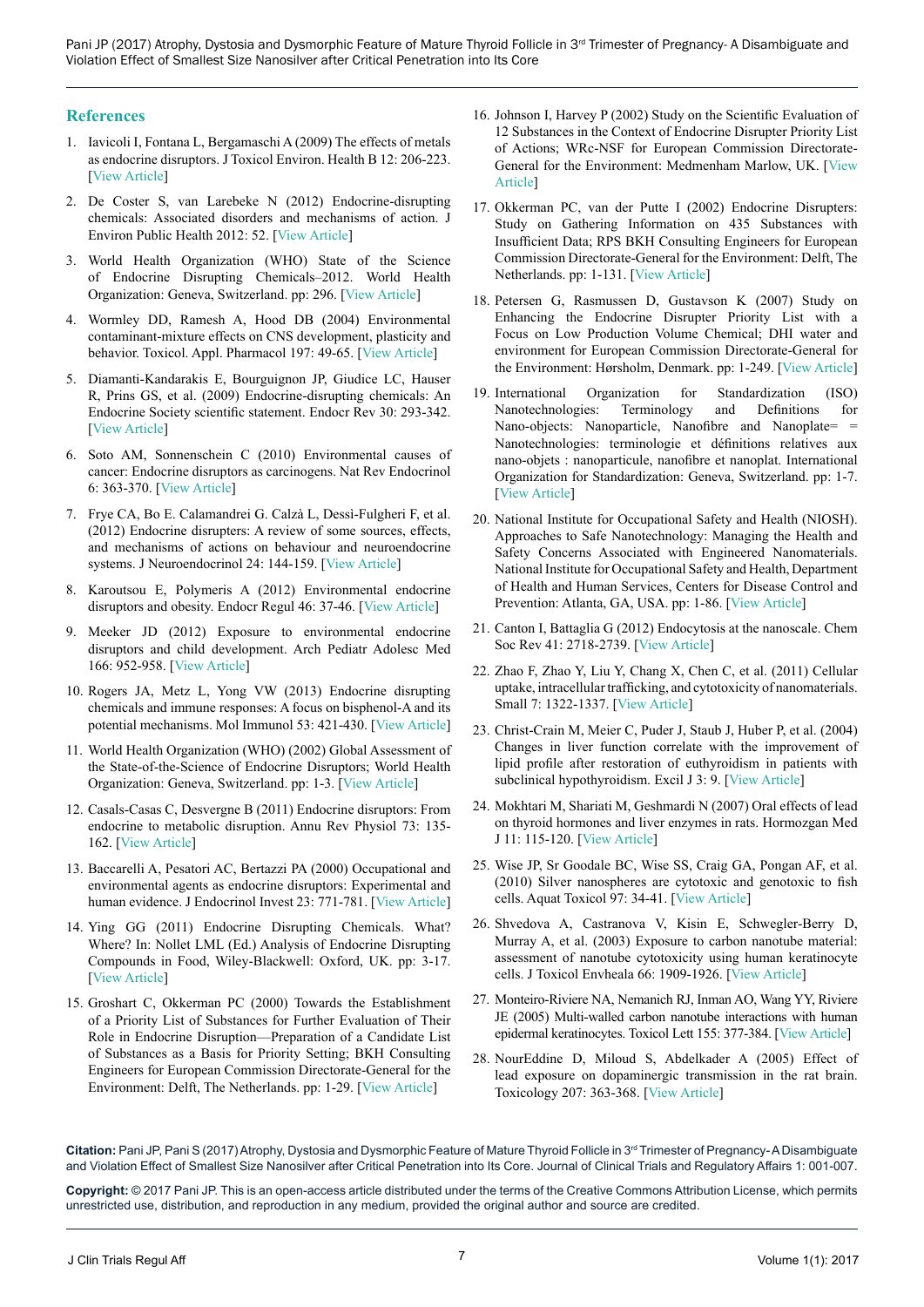## References

1. Iavicoli I, Fontana L, Bergamaschi A (2009) The effects of metals as endocrine disruptors. J Toxicol Environ. Health B 12: 206-223. [View Article]
2. De Coster S, van Larebeke N (2012) Endocrine-disrupting chemicals: Associated disorders and mechanisms of action. J Environ Public Health 2012: 52. [View Article]
3. World Health Organization (WHO) State of the Science of Endocrine Disrupting Chemicals–2012. World Health Organization: Geneva, Switzerland. pp: 296. [View Article]
4. Wormley DD, Ramesh A, Hood DB (2004) Environmental contaminant-mixture effects on CNS development, plasticity and behavior. Toxicol. Appl. Pharmacol 197: 49-65. [View Article]
5. Diamanti-Kandarakis E, Bourguignon JP, Giudice LC, Hauser R, Prins GS, et al. (2009) Endocrine-disrupting chemicals: An Endocrine Society scientific statement. Endocr Rev 30: 293-342. [View Article]
6. Soto AM, Sonnenschein C (2010) Environmental causes of cancer: Endocrine disruptors as carcinogens. Nat Rev Endocrinol 6: 363-370. [View Article]
7. Frye CA, Bo E. Calamandrei G. Calzà L, Dessì-Fulgheri F, et al. (2012) Endocrine disrupters: A review of some sources, effects, and mechanisms of actions on behaviour and neuroendocrine systems. J Neuroendocrinol 24: 144-159. [View Article]
8. Karoutsou E, Polymeris A (2012) Environmental endocrine disruptors and obesity. Endocr Regul 46: 37-46. [View Article]
9. Meeker JD (2012) Exposure to environmental endocrine disruptors and child development. Arch Pediatr Adolesc Med 166: 952-958. [View Article]
10. Rogers JA, Metz L, Yong VW (2013) Endocrine disrupting chemicals and immune responses: A focus on bisphenol-A and its potential mechanisms. Mol Immunol 53: 421-430. [View Article]
11. World Health Organization (WHO) (2002) Global Assessment of the State-of-the-Science of Endocrine Disruptors; World Health Organization: Geneva, Switzerland. pp: 1-3. [View Article]
12. Casals-Casas C, Desvergne B (2011) Endocrine disruptors: From endocrine to metabolic disruption. Annu Rev Physiol 73: 135-162. [View Article]
13. Baccarelli A, Pesatori AC, Bertazzi PA (2000) Occupational and environmental agents as endocrine disruptors: Experimental and human evidence. J Endocrinol Invest 23: 771-781. [View Article]
14. Ying GG (2011) Endocrine Disrupting Chemicals. What? Where? In: Nollet LML (Ed.) Analysis of Endocrine Disrupting Compounds in Food, Wiley-Blackwell: Oxford, UK. pp: 3-17. [View Article]
15. Groshart C, Okkerman PC (2000) Towards the Establishment of a Priority List of Substances for Further Evaluation of Their Role in Endocrine Disruption—Preparation of a Candidate List of Substances as a Basis for Priority Setting; BKH Consulting Engineers for European Commission Directorate-General for the Environment: Delft, The Netherlands. pp: 1-29. [View Article]
16. Johnson I, Harvey P (2002) Study on the Scientific Evaluation of 12 Substances in the Context of Endocrine Disrupter Priority List of Actions; WRc-NSF for European Commission Directorate-General for the Environment: Medmenham Marlow, UK. [View Article]
17. Okkerman PC, van der Putte I (2002) Endocrine Disrupters: Study on Gathering Information on 435 Substances with Insufficient Data; RPS BKH Consulting Engineers for European Commission Directorate-General for the Environment: Delft, The Netherlands. pp: 1-131. [View Article]
18. Petersen G, Rasmussen D, Gustavson K (2007) Study on Enhancing the Endocrine Disrupter Priority List with a Focus on Low Production Volume Chemical; DHI water and environment for European Commission Directorate-General for the Environment: Hørsholm, Denmark. pp: 1-249. [View Article]
19. International Organization for Standardization (ISO) Nanotechnologies: Terminology and Definitions for Nano-objects: Nanoparticle, Nanofibre and Nanoplate= = Nanotechnologies: terminologie et définitions relatives aux nano-objets : nanoparticule, nanofibre et nanoplat. International Organization for Standardization: Geneva, Switzerland. pp: 1-7. [View Article]
20. National Institute for Occupational Safety and Health (NIOSH). Approaches to Safe Nanotechnology: Managing the Health and Safety Concerns Associated with Engineered Nanomaterials. National Institute for Occupational Safety and Health, Department of Health and Human Services, Centers for Disease Control and Prevention: Atlanta, GA, USA. pp: 1-86. [View Article]
21. Canton I, Battaglia G (2012) Endocytosis at the nanoscale. Chem Soc Rev 41: 2718-2739. [View Article]
22. Zhao F, Zhao Y, Liu Y, Chang X, Chen C, et al. (2011) Cellular uptake, intracellular trafficking, and cytotoxicity of nanomaterials. Small 7: 1322-1337. [View Article]
23. Christ-Crain M, Meier C, Puder J, Staub J, Huber P, et al. (2004) Changes in liver function correlate with the improvement of lipid profile after restoration of euthyroidism in patients with subclinical hypothyroidism. Excil J 3: 9. [View Article]
24. Mokhtari M, Shariati M, Geshmardi N (2007) Oral effects of lead on thyroid hormones and liver enzymes in rats. Hormozgan Med J 11: 115-120. [View Article]
25. Wise JP, Sr Goodale BC, Wise SS, Craig GA, Pongan AF, et al. (2010) Silver nanospheres are cytotoxic and genotoxic to fish cells. Aquat Toxicol 97: 34-41. [View Article]
26. Shvedova A, Castranova V, Kisin E, Schwegler-Berry D, Murray A, et al. (2003) Exposure to carbon nanotube material: assessment of nanotube cytotoxicity using human keratinocyte cells. J Toxicol Envheala 66: 1909-1926. [View Article]
27. Monteiro-Riviere NA, Nemanich RJ, Inman AO, Wang YY, Riviere JE (2005) Multi-walled carbon nanotube interactions with human epidermal keratinocytes. Toxicol Lett 155: 377-384. [View Article]
28. NourEddine D, Miloud S, Abdelkader A (2005) Effect of lead exposure on dopaminergic transmission in the rat brain. Toxicology 207: 363-368. [View Article]

**Citation:** Pani JP, Pani S (2017) Atrophy, Dystosia and Dysmorphic Feature of Mature Thyroid Follicle in 3rd Trimester of Pregnancy- A Disambiguate and Violation Effect of Smallest Size Nanosilver after Critical Penetration into Its Core. Journal of Clinical Trials and Regulatory Affairs 1: 001-007.

**Copyright:** © 2017 Pani JP. This is an open-access article distributed under the terms of the Creative Commons Attribution License, which permits unrestricted use, distribution, and reproduction in any medium, provided the original author and source are credited.